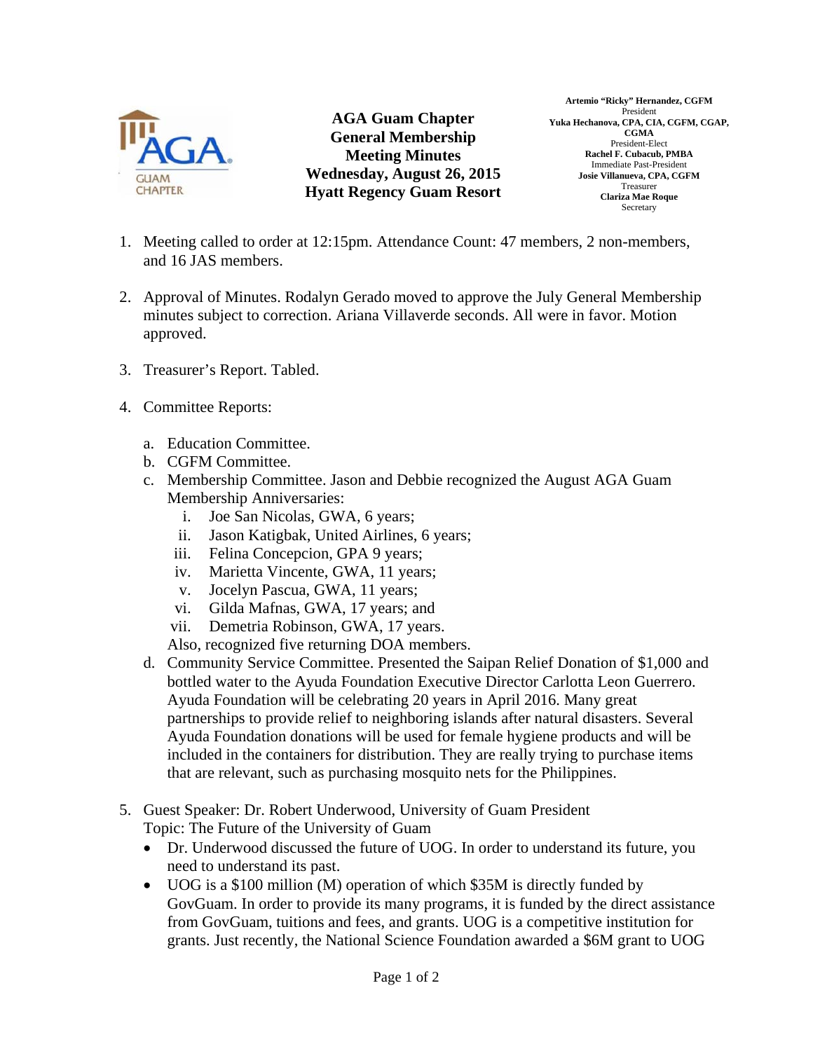**AGA Guam Chapter**
**General Membership**
**Meeting Minutes**
**Wednesday, August 26, 2015**
**Hyatt Regency Guam Resort**

**Artemio "Ricky" Hernandez, CGFM**
President
**Yuka Hechanova, CPA, CIA, CGFM, CGAP, CGMA**
President-Elect
**Rachel F. Cubacub, PMBA**
Immediate Past-President
**Josie Villanueva, CPA, CGFM**
Treasurer
**Clariza Mae Roque**
Secretary

1. Meeting called to order at 12:15pm. Attendance Count: 47 members, 2 non-members, and 16 JAS members.

2. Approval of Minutes. Rodalyn Gerado moved to approve the July General Membership minutes subject to correction. Ariana Villaverde seconds. All were in favor. Motion approved.

3. Treasurer's Report. Tabled.

4. Committee Reports:

   a. Education Committee.
   b. CGFM Committee.
   c. Membership Committee. Jason and Debbie recognized the August AGA Guam Membership Anniversaries:
      i. Joe San Nicolas, GWA, 6 years;
      ii. Jason Katigbak, United Airlines, 6 years;
      iii. Felina Concepcion, GPA 9 years;
      iv. Marietta Vincente, GWA, 11 years;
      v. Jocelyn Pascua, GWA, 11 years;
      vi. Gilda Mafnas, GWA, 17 years; and
      vii. Demetria Robinson, GWA, 17 years.

      Also, recognized five returning DOA members.
   d. Community Service Committee. Presented the Saipan Relief Donation of $1,000 and bottled water to the Ayuda Foundation Executive Director Carlotta Leon Guerrero. Ayuda Foundation will be celebrating 20 years in April 2016. Many great partnerships to provide relief to neighboring islands after natural disasters. Several Ayuda Foundation donations will be used for female hygiene products and will be included in the containers for distribution. They are really trying to purchase items that are relevant, such as purchasing mosquito nets for the Philippines.

5. Guest Speaker: Dr. Robert Underwood, University of Guam President
   Topic: The Future of the University of Guam
   - Dr. Underwood discussed the future of UOG. In order to understand its future, you need to understand its past.
   - UOG is a $100 million (M) operation of which $35M is directly funded by GovGuam. In order to provide its many programs, it is funded by the direct assistance from GovGuam, tuitions and fees, and grants. UOG is a competitive institution for grants. Just recently, the National Science Foundation awarded a $6M grant to UOG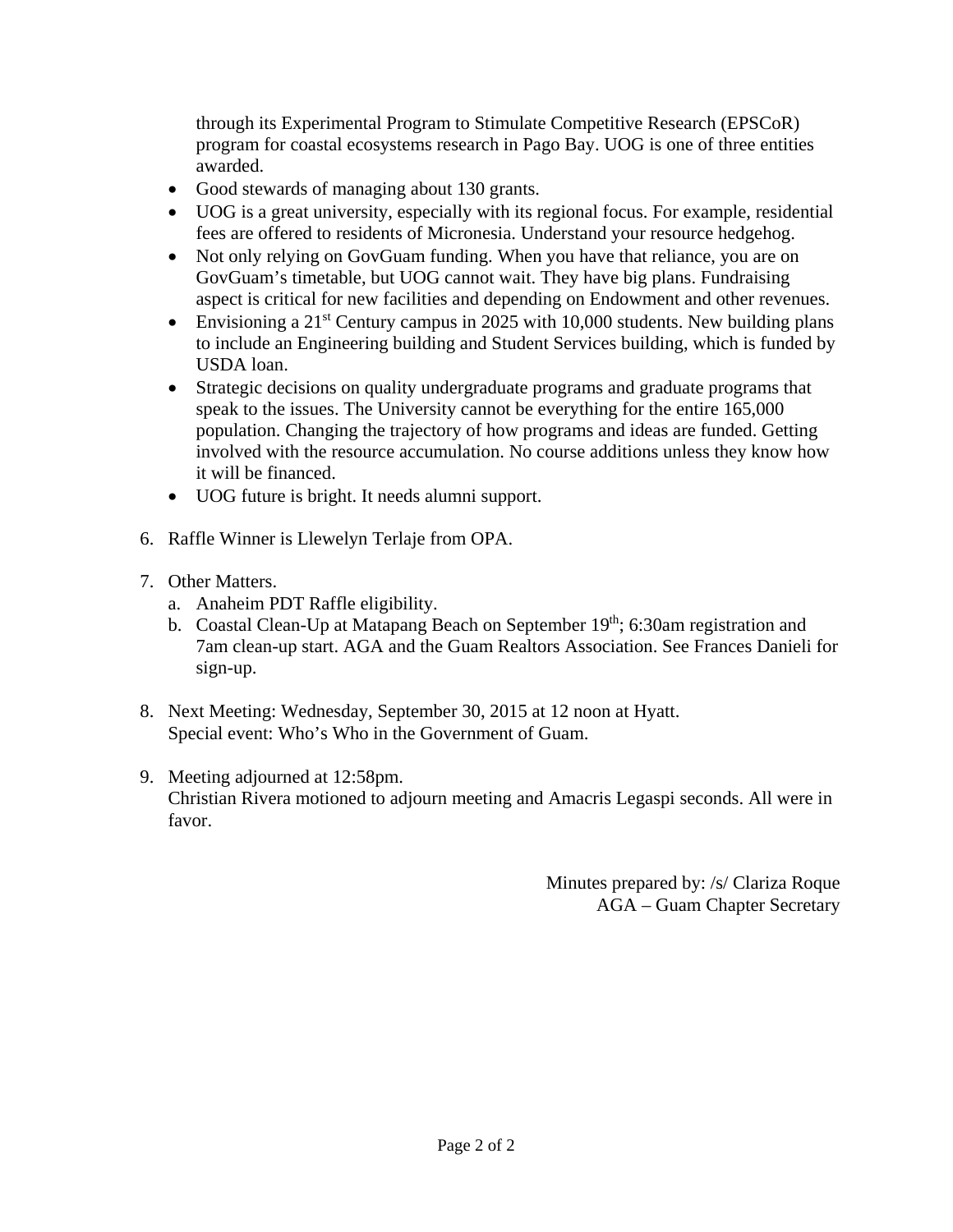through its Experimental Program to Stimulate Competitive Research (EPSCoR) program for coastal ecosystems research in Pago Bay. UOG is one of three entities awarded.

- Good stewards of managing about 130 grants.
- UOG is a great university, especially with its regional focus. For example, residential fees are offered to residents of Micronesia. Understand your resource hedgehog.
- Not only relying on GovGuam funding. When you have that reliance, you are on GovGuam's timetable, but UOG cannot wait. They have big plans. Fundraising aspect is critical for new facilities and depending on Endowment and other revenues.
- Envisioning a 21st Century campus in 2025 with 10,000 students. New building plans to include an Engineering building and Student Services building, which is funded by USDA loan.
- Strategic decisions on quality undergraduate programs and graduate programs that speak to the issues. The University cannot be everything for the entire 165,000 population. Changing the trajectory of how programs and ideas are funded. Getting involved with the resource accumulation. No course additions unless they know how it will be financed.
- UOG future is bright. It needs alumni support.

6. Raffle Winner is Llewelyn Terlaje from OPA.

7. Other Matters.
   a. Anaheim PDT Raffle eligibility.
   b. Coastal Clean-Up at Matapang Beach on September 19th; 6:30am registration and 7am clean-up start. AGA and the Guam Realtors Association. See Frances Danieli for sign-up.

8. Next Meeting: Wednesday, September 30, 2015 at 12 noon at Hyatt.
   Special event: Who's Who in the Government of Guam.

9. Meeting adjourned at 12:58pm.
   Christian Rivera motioned to adjourn meeting and Amacris Legaspi seconds. All were in favor.

Minutes prepared by: /s/ Clariza Roque
AGA – Guam Chapter Secretary